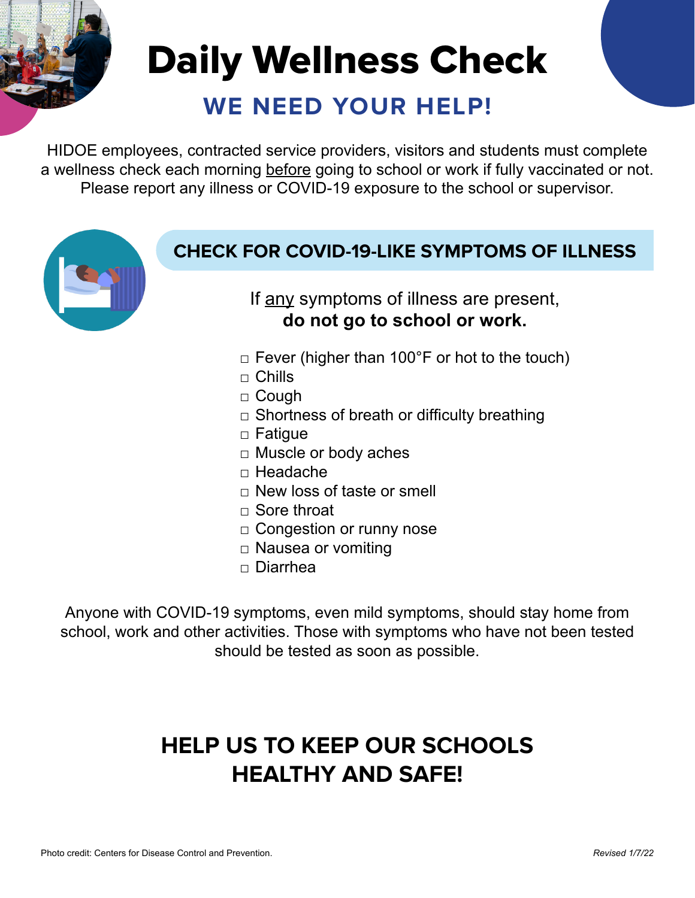# Daily Wellness Check

## WE NEED YOUR HELP!

HIDOE employees, contracted service providers, visitors and students must complete a wellness check each morning before going to school or work if fully vaccinated or not. Please report any illness or COVID-19 exposure to the school or supervisor.

### CHECK FOR COVID-19-LIKE SYMPTOMS OF ILLNESS

If any symptoms of illness are present, **do not go to school or work.**

- □ Fever (higher than 100°F or hot to the touch)
- □ Chills
- □ Cough
- □ Shortness of breath or difficulty breathing
- □ Fatigue
- □ Muscle or body aches
- □ Headache
- □ New loss of taste or smell
- □ Sore throat
- □ Congestion or runny nose
- □ Nausea or vomiting
- □ Diarrhea

Anyone with COVID-19 symptoms, even mild symptoms, should stay home from school, work and other activities. Those with symptoms who have not been tested should be tested as soon as possible.

## HELP US TO KEEP OUR SCHOOLS HEALTHY AND SAFE!

Photo credit: Centers for Disease Control and Prevention.

*Revised 1/7/22*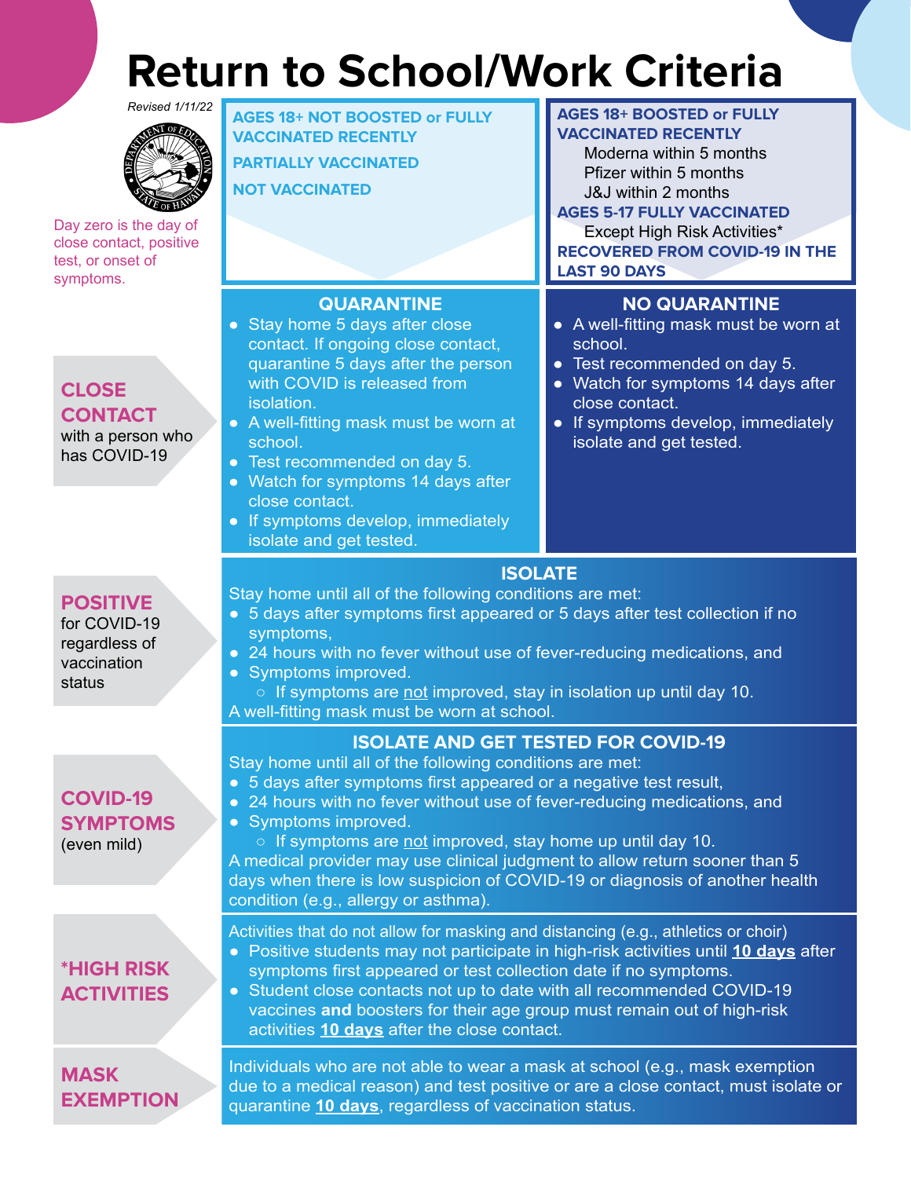# Return to School/Work Criteria

*Revised 1/11/22*

Day zero is the day of close contact, positive test, or onset of symptoms.

| | **AGES 18+ NOT BOOSTED or FULLY VACCINATED RECENTLY**<br>**PARTIALLY VACCINATED**<br>**NOT VACCINATED** | **AGES 18+ BOOSTED or FULLY VACCINATED RECENTLY**<br>Moderna within 5 months<br>Pfizer within 5 months<br>J&J within 2 months<br>**AGES 5-17 FULLY VACCINATED**<br>Except High Risk Activities*<br>**RECOVERED FROM COVID-19 IN THE LAST 90 DAYS** |
|---|---|---|
| **CLOSE CONTACT** with a person who has COVID-19 | **QUARANTINE**<br>• Stay home 5 days after close contact. If ongoing close contact, quarantine 5 days after the person with COVID is released from isolation.<br>• A well-fitting mask must be worn at school.<br>• Test recommended on day 5.<br>• Watch for symptoms 14 days after close contact.<br>• If symptoms develop, immediately isolate and get tested. | **NO QUARANTINE**<br>• A well-fitting mask must be worn at school.<br>• Test recommended on day 5.<br>• Watch for symptoms 14 days after close contact.<br>• If symptoms develop, immediately isolate and get tested. |

## POSITIVE for COVID-19 regardless of vaccination status

**ISOLATE**

Stay home until all of the following conditions are met:

- 5 days after symptoms first appeared or 5 days after test collection if no symptoms,
- 24 hours with no fever without use of fever-reducing medications, and
- Symptoms improved.
  - If symptoms are <u>not</u> improved, stay in isolation up until day 10.

A well-fitting mask must be worn at school.

## COVID-19 SYMPTOMS (even mild)

**ISOLATE AND GET TESTED FOR COVID-19**

Stay home until all of the following conditions are met:

- 5 days after symptoms first appeared or a negative test result,
- 24 hours with no fever without use of fever-reducing medications, and
- Symptoms improved.
  - If symptoms are <u>not</u> improved, stay home up until day 10.

A medical provider may use clinical judgment to allow return sooner than 5 days when there is low suspicion of COVID-19 or diagnosis of another health condition (e.g., allergy or asthma).

## *HIGH RISK ACTIVITIES

Activities that do not allow for masking and distancing (e.g., athletics or choir)

- Positive students may not participate in high-risk activities until **<u>10 days</u>** after symptoms first appeared or test collection date if no symptoms.
- Student close contacts not up to date with all recommended COVID-19 vaccines **and** boosters for their age group must remain out of high-risk activities **<u>10 days</u>** after the close contact.

## MASK EXEMPTION

Individuals who are not able to wear a mask at school (e.g., mask exemption due to a medical reason) and test positive or are a close contact, must isolate or quarantine **<u>10 days</u>**, regardless of vaccination status.